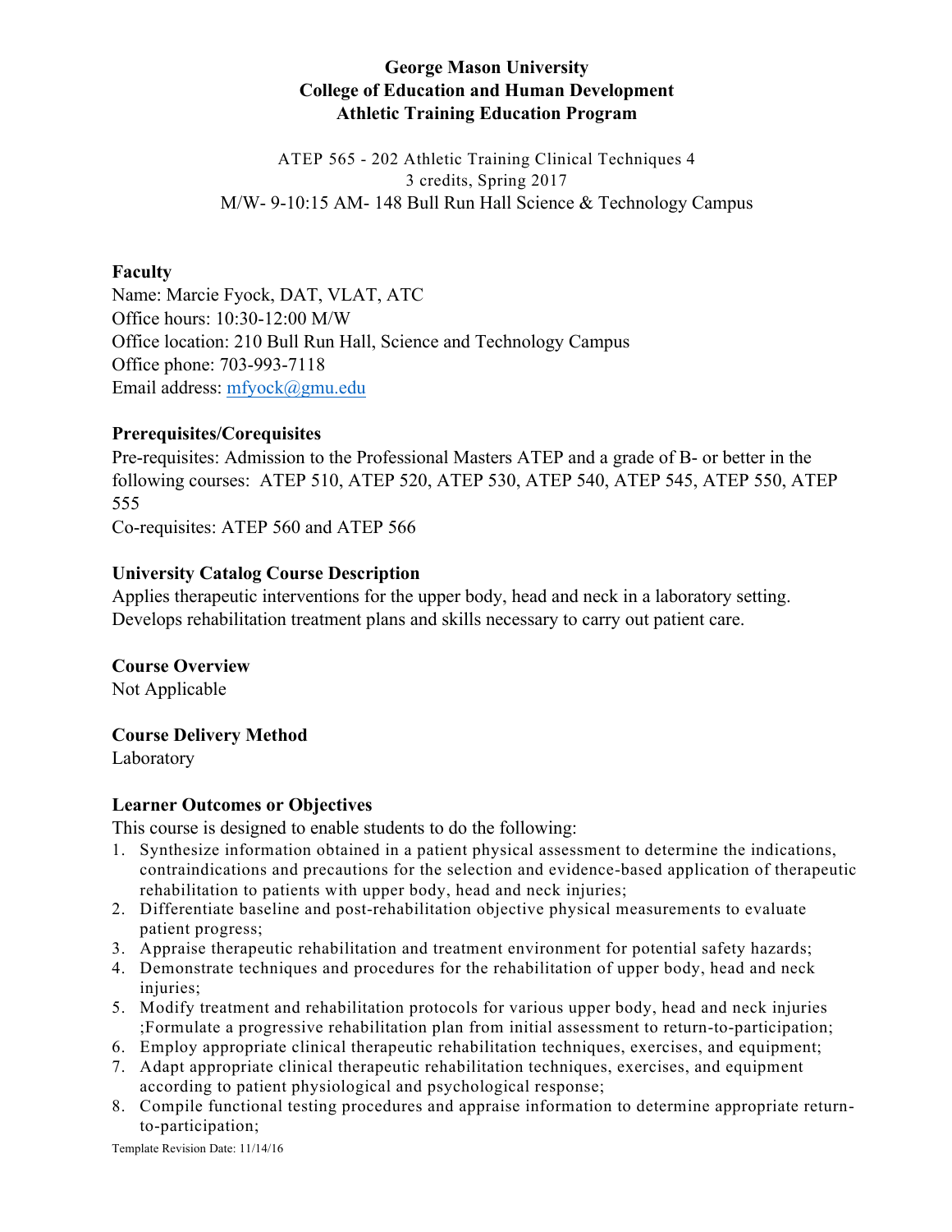**George Mason University**
**College of Education and Human Development**
**Athletic Training Education Program**

ATEP 565 - 202 Athletic Training Clinical Techniques 4
3 credits, Spring 2017
M/W- 9-10:15 AM- 148 Bull Run Hall Science & Technology Campus

## Faculty

Name: Marcie Fyock, DAT, VLAT, ATC
Office hours: 10:30-12:00 M/W
Office location: 210 Bull Run Hall, Science and Technology Campus
Office phone: 703-993-7118
Email address: mfyock@gmu.edu

## Prerequisites/Corequisites

Pre-requisites: Admission to the Professional Masters ATEP and a grade of B- or better in the following courses: ATEP 510, ATEP 520, ATEP 530, ATEP 540, ATEP 545, ATEP 550, ATEP 555
Co-requisites: ATEP 560 and ATEP 566

## University Catalog Course Description

Applies therapeutic interventions for the upper body, head and neck in a laboratory setting. Develops rehabilitation treatment plans and skills necessary to carry out patient care.

## Course Overview

Not Applicable

## Course Delivery Method

Laboratory

## Learner Outcomes or Objectives

This course is designed to enable students to do the following:

1. Synthesize information obtained in a patient physical assessment to determine the indications, contraindications and precautions for the selection and evidence-based application of therapeutic rehabilitation to patients with upper body, head and neck injuries;
2. Differentiate baseline and post-rehabilitation objective physical measurements to evaluate patient progress;
3. Appraise therapeutic rehabilitation and treatment environment for potential safety hazards;
4. Demonstrate techniques and procedures for the rehabilitation of upper body, head and neck injuries;
5. Modify treatment and rehabilitation protocols for various upper body, head and neck injuries ;Formulate a progressive rehabilitation plan from initial assessment to return-to-participation;
6. Employ appropriate clinical therapeutic rehabilitation techniques, exercises, and equipment;
7. Adapt appropriate clinical therapeutic rehabilitation techniques, exercises, and equipment according to patient physiological and psychological response;
8. Compile functional testing procedures and appraise information to determine appropriate return-to-participation;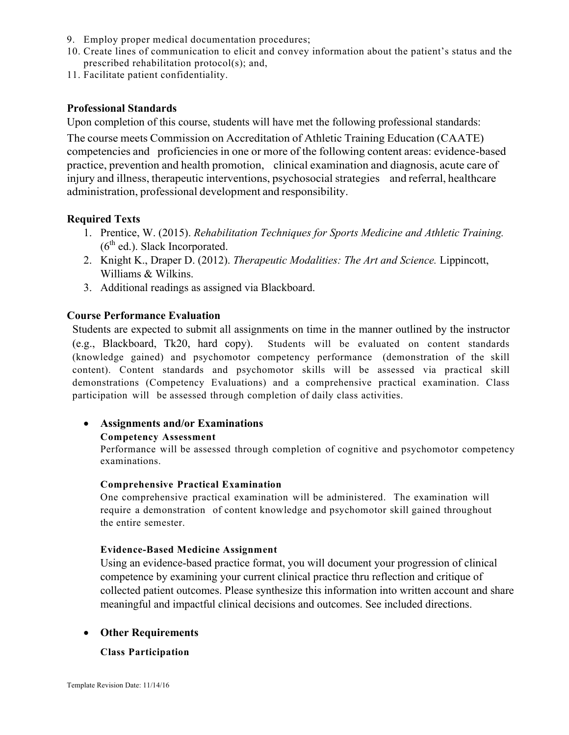9. Employ proper medical documentation procedures;
10. Create lines of communication to elicit and convey information about the patient's status and the prescribed rehabilitation protocol(s); and,
11. Facilitate patient confidentiality.

### Professional Standards

Upon completion of this course, students will have met the following professional standards:

The course meets Commission on Accreditation of Athletic Training Education (CAATE) competencies and proficiencies in one or more of the following content areas: evidence-based practice, prevention and health promotion, clinical examination and diagnosis, acute care of injury and illness, therapeutic interventions, psychosocial strategies and referral, healthcare administration, professional development and responsibility.

### Required Texts

1. Prentice, W. (2015). *Rehabilitation Techniques for Sports Medicine and Athletic Training.* (6th ed.). Slack Incorporated.
2. Knight K., Draper D. (2012). *Therapeutic Modalities: The Art and Science.* Lippincott, Williams & Wilkins.
3. Additional readings as assigned via Blackboard.

### Course Performance Evaluation

Students are expected to submit all assignments on time in the manner outlined by the instructor (e.g., Blackboard, Tk20, hard copy). Students will be evaluated on content standards (knowledge gained) and psychomotor competency performance (demonstration of the skill content). Content standards and psychomotor skills will be assessed via practical skill demonstrations (Competency Evaluations) and a comprehensive practical examination. Class participation will be assessed through completion of daily class activities.

- **Assignments and/or Examinations**

  **Competency Assessment**

  Performance will be assessed through completion of cognitive and psychomotor competency examinations.

  **Comprehensive Practical Examination**

  One comprehensive practical examination will be administered. The examination will require a demonstration of content knowledge and psychomotor skill gained throughout the entire semester.

  **Evidence-Based Medicine Assignment**

  Using an evidence-based practice format, you will document your progression of clinical competence by examining your current clinical practice thru reflection and critique of collected patient outcomes. Please synthesize this information into written account and share meaningful and impactful clinical decisions and outcomes. See included directions.

- **Other Requirements**

  **Class Participation**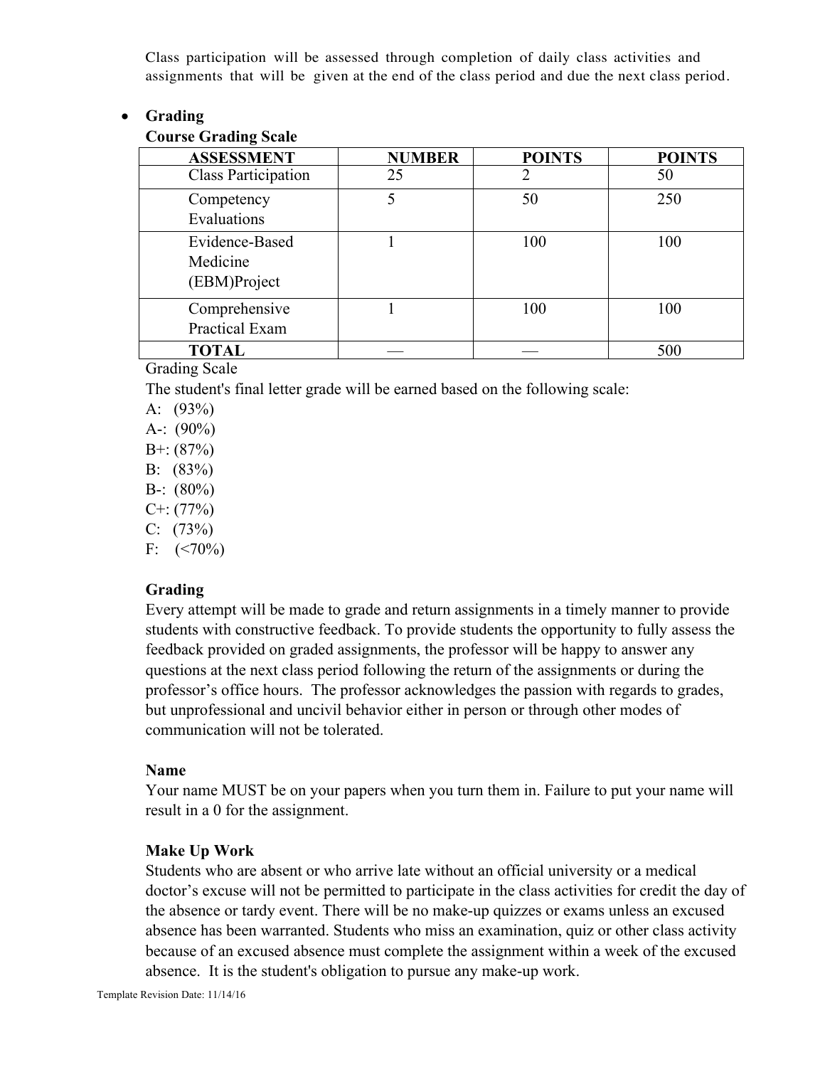Class participation will be assessed through completion of daily class activities and assignments that will be given at the end of the class period and due the next class period.

- **Grading**

**Course Grading Scale**

| ASSESSMENT | NUMBER | POINTS | POINTS |
|---|---|---|---|
| Class Participation | 25 | 2 | 50 |
| Competency Evaluations | 5 | 50 | 250 |
| Evidence-Based Medicine (EBM)Project | 1 | 100 | 100 |
| Comprehensive Practical Exam | 1 | 100 | 100 |
| **TOTAL** | — | — | 500 |

Grading Scale

The student's final letter grade will be earned based on the following scale:

A: (93%)
A-: (90%)
B+: (87%)
B: (83%)
B-: (80%)
C+: (77%)
C: (73%)
F: (<70%)

**Grading**

Every attempt will be made to grade and return assignments in a timely manner to provide students with constructive feedback. To provide students the opportunity to fully assess the feedback provided on graded assignments, the professor will be happy to answer any questions at the next class period following the return of the assignments or during the professor's office hours. The professor acknowledges the passion with regards to grades, but unprofessional and uncivil behavior either in person or through other modes of communication will not be tolerated.

**Name**

Your name MUST be on your papers when you turn them in. Failure to put your name will result in a 0 for the assignment.

**Make Up Work**

Students who are absent or who arrive late without an official university or a medical doctor's excuse will not be permitted to participate in the class activities for credit the day of the absence or tardy event. There will be no make-up quizzes or exams unless an excused absence has been warranted. Students who miss an examination, quiz or other class activity because of an excused absence must complete the assignment within a week of the excused absence. It is the student's obligation to pursue any make-up work.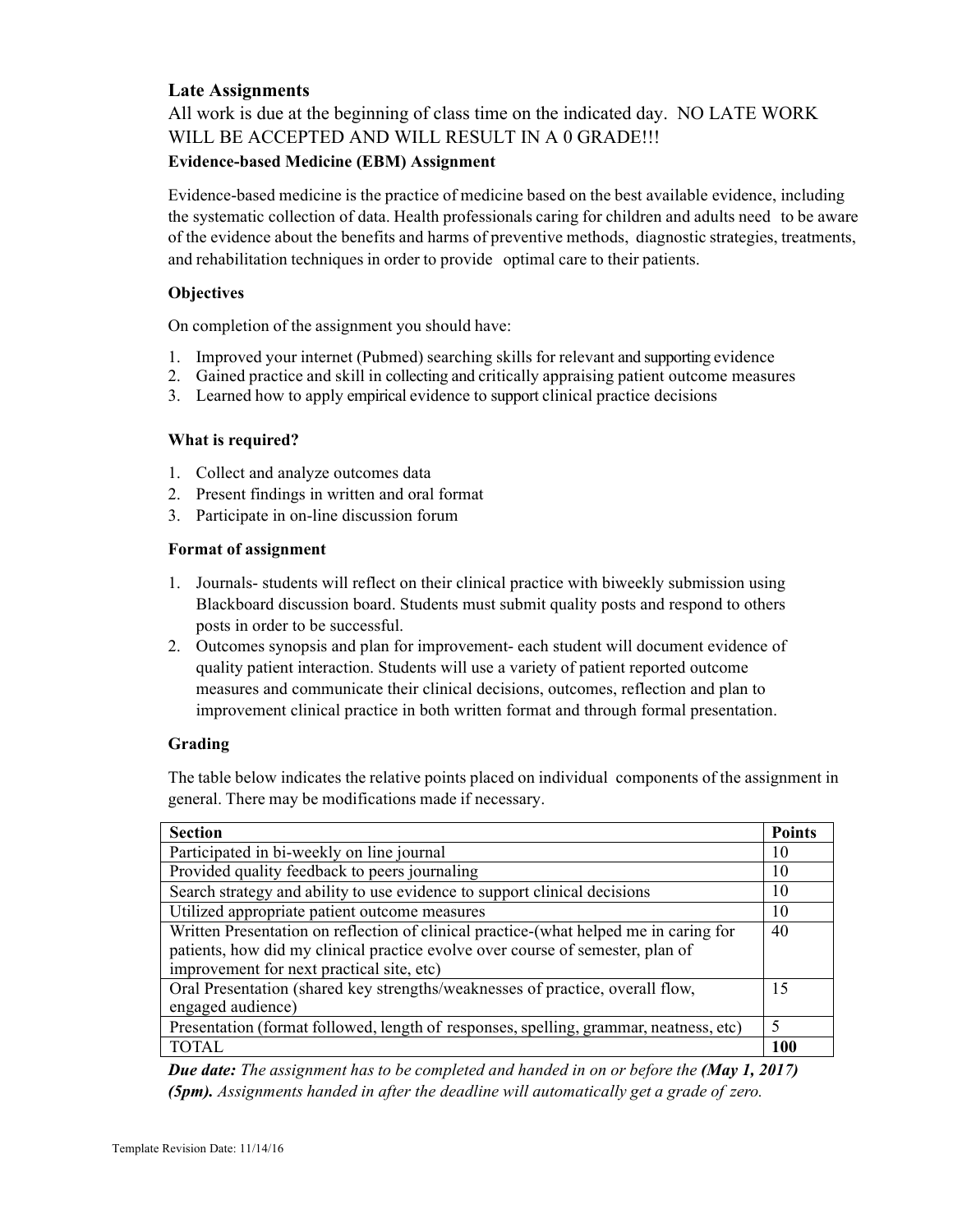### Late Assignments

All work is due at the beginning of class time on the indicated day. NO LATE WORK WILL BE ACCEPTED AND WILL RESULT IN A 0 GRADE!!!

**Evidence-based Medicine (EBM) Assignment**

Evidence-based medicine is the practice of medicine based on the best available evidence, including the systematic collection of data. Health professionals caring for children and adults need to be aware of the evidence about the benefits and harms of preventive methods, diagnostic strategies, treatments, and rehabilitation techniques in order to provide optimal care to their patients.

**Objectives**

On completion of the assignment you should have:

1. Improved your internet (Pubmed) searching skills for relevant and supporting evidence
2. Gained practice and skill in collecting and critically appraising patient outcome measures
3. Learned how to apply empirical evidence to support clinical practice decisions

**What is required?**

1. Collect and analyze outcomes data
2. Present findings in written and oral format
3. Participate in on-line discussion forum

**Format of assignment**

1. Journals- students will reflect on their clinical practice with biweekly submission using Blackboard discussion board. Students must submit quality posts and respond to others posts in order to be successful.
2. Outcomes synopsis and plan for improvement- each student will document evidence of quality patient interaction. Students will use a variety of patient reported outcome measures and communicate their clinical decisions, outcomes, reflection and plan to improvement clinical practice in both written format and through formal presentation.

**Grading**

The table below indicates the relative points placed on individual components of the assignment in general. There may be modifications made if necessary.

| **Section** | **Points** |
|---|---|
| Participated in bi-weekly on line journal | 10 |
| Provided quality feedback to peers journaling | 10 |
| Search strategy and ability to use evidence to support clinical decisions | 10 |
| Utilized appropriate patient outcome measures | 10 |
| Written Presentation on reflection of clinical practice-(what helped me in caring for patients, how did my clinical practice evolve over course of semester, plan of improvement for next practical site, etc) | 40 |
| Oral Presentation (shared key strengths/weaknesses of practice, overall flow, engaged audience) | 15 |
| Presentation (format followed, length of responses, spelling, grammar, neatness, etc) | 5 |
| TOTAL | **100** |

***Due date:*** *The assignment has to be completed and handed in on or before the* ***(May 1, 2017) (5pm).*** *Assignments handed in after the deadline will automatically get a grade of zero.*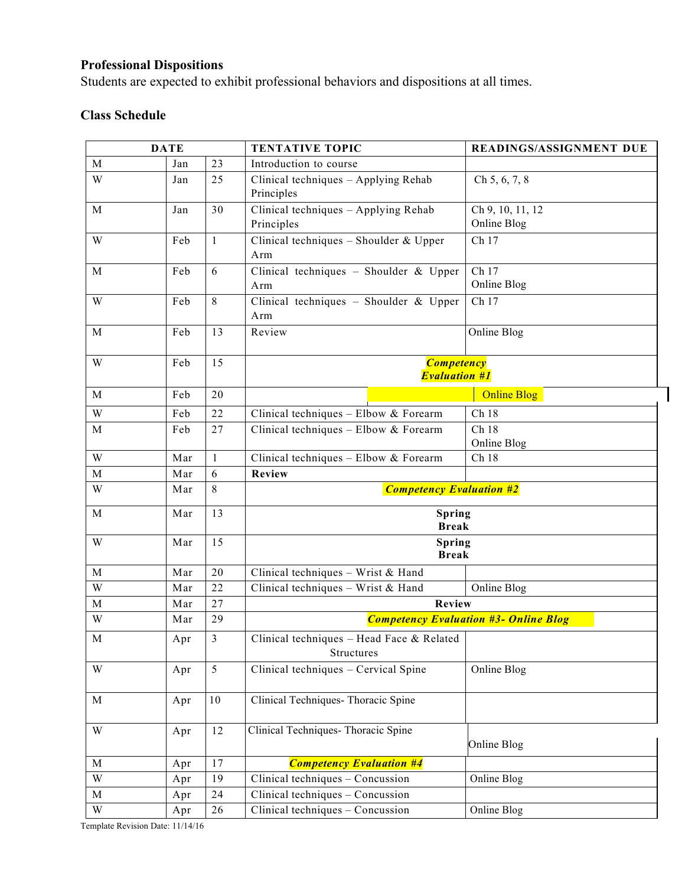### Professional Dispositions

Students are expected to exhibit professional behaviors and dispositions at all times.

### Class Schedule

| DATE | | | TENTATIVE TOPIC | READINGS/ASSIGNMENT DUE |
|---|---|---|---|---|
| M | Jan | 23 | Introduction to course | |
| W | Jan | 25 | Clinical techniques – Applying Rehab Principles | Ch 5, 6, 7, 8 |
| M | Jan | 30 | Clinical techniques – Applying Rehab Principles | Ch 9, 10, 11, 12<br>Online Blog |
| W | Feb | 1 | Clinical techniques – Shoulder & Upper Arm | Ch 17 |
| M | Feb | 6 | Clinical techniques – Shoulder & Upper Arm | Ch 17<br>Online Blog |
| W | Feb | 8 | Clinical techniques – Shoulder & Upper Arm | Ch 17 |
| M | Feb | 13 | Review | Online Blog |
| W | Feb | 15 | ***Competency Evaluation #1*** | |
| M | Feb | 20 | | Online Blog |
| W | Feb | 22 | Clinical techniques – Elbow & Forearm | Ch 18 |
| M | Feb | 27 | Clinical techniques – Elbow & Forearm | Ch 18<br>Online Blog |
| W | Mar | 1 | Clinical techniques – Elbow & Forearm | Ch 18 |
| M | Mar | 6 | **Review** | |
| W | Mar | 8 | ***Competency Evaluation #2*** | |
| M | Mar | 13 | **Spring Break** | |
| W | Mar | 15 | **Spring Break** | |
| M | Mar | 20 | Clinical techniques – Wrist & Hand | |
| W | Mar | 22 | Clinical techniques – Wrist & Hand | Online Blog |
| M | Mar | 27 | **Review** | |
| W | Mar | 29 | ***Competency Evaluation #3- Online Blog*** | |
| M | Apr | 3 | Clinical techniques – Head Face & Related Structures | |
| W | Apr | 5 | Clinical techniques – Cervical Spine | Online Blog |
| M | Apr | 10 | Clinical Techniques- Thoracic Spine | |
| W | Apr | 12 | Clinical Techniques- Thoracic Spine | Online Blog |
| M | Apr | 17 | ***Competency Evaluation #4*** | |
| W | Apr | 19 | Clinical techniques – Concussion | Online Blog |
| M | Apr | 24 | Clinical techniques – Concussion | |
| W | Apr | 26 | Clinical techniques – Concussion | Online Blog |

Template Revision Date: 11/14/16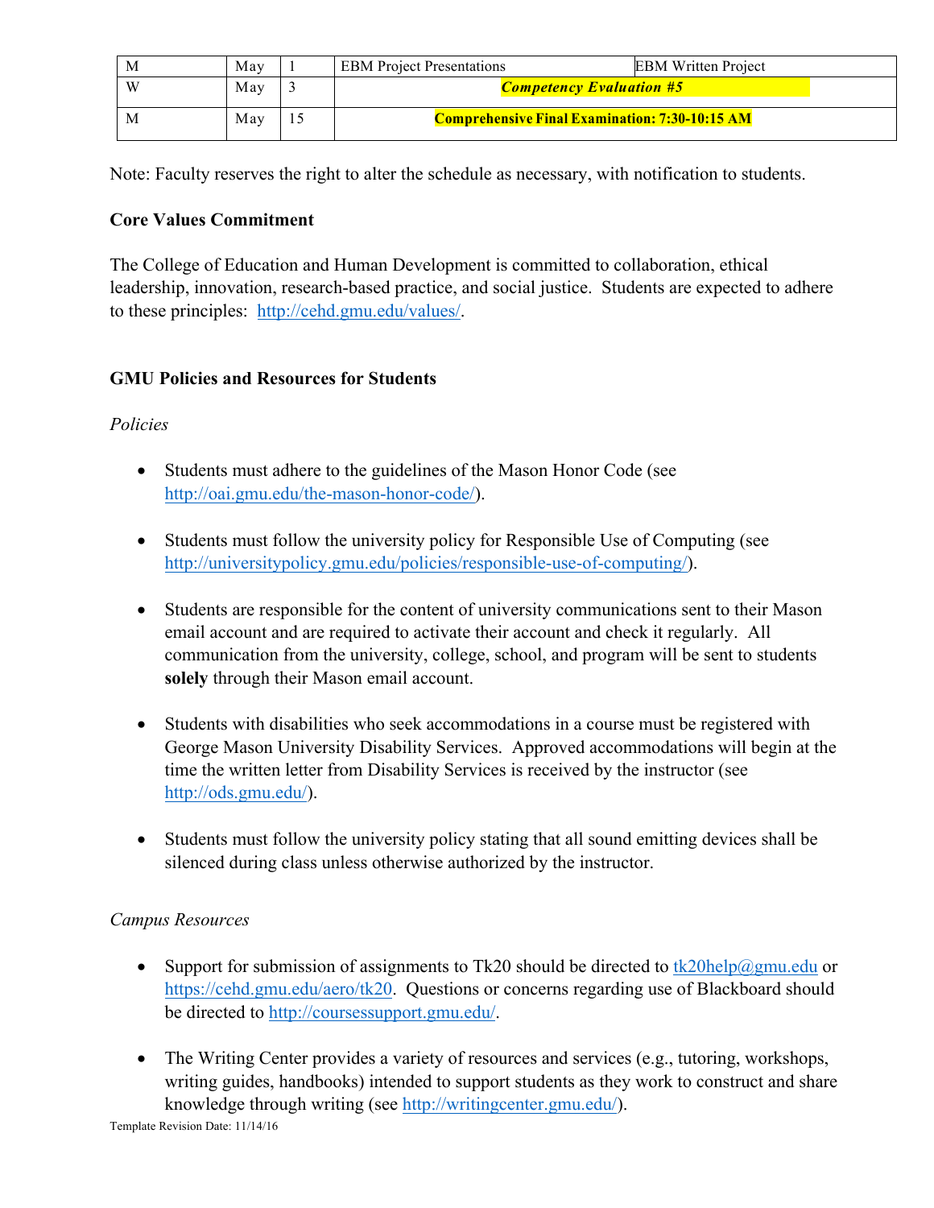| M | May | 1 | EBM Project Presentations | EBM Written Project |
|---|---|---|---|---|
| W | May | 3 | ***Competency Evaluation #5*** | |
| M | May | 15 | **Comprehensive Final Examination: 7:30-10:15 AM** | |

Note: Faculty reserves the right to alter the schedule as necessary, with notification to students.

**Core Values Commitment**

The College of Education and Human Development is committed to collaboration, ethical leadership, innovation, research-based practice, and social justice. Students are expected to adhere to these principles: http://cehd.gmu.edu/values/.

**GMU Policies and Resources for Students**

*Policies*

- Students must adhere to the guidelines of the Mason Honor Code (see http://oai.gmu.edu/the-mason-honor-code/).

- Students must follow the university policy for Responsible Use of Computing (see http://universitypolicy.gmu.edu/policies/responsible-use-of-computing/).

- Students are responsible for the content of university communications sent to their Mason email account and are required to activate their account and check it regularly. All communication from the university, college, school, and program will be sent to students **solely** through their Mason email account.

- Students with disabilities who seek accommodations in a course must be registered with George Mason University Disability Services. Approved accommodations will begin at the time the written letter from Disability Services is received by the instructor (see http://ods.gmu.edu/).

- Students must follow the university policy stating that all sound emitting devices shall be silenced during class unless otherwise authorized by the instructor.

*Campus Resources*

- Support for submission of assignments to Tk20 should be directed to tk20help@gmu.edu or https://cehd.gmu.edu/aero/tk20. Questions or concerns regarding use of Blackboard should be directed to http://coursessupport.gmu.edu/.

- The Writing Center provides a variety of resources and services (e.g., tutoring, workshops, writing guides, handbooks) intended to support students as they work to construct and share knowledge through writing (see http://writingcenter.gmu.edu/).

Template Revision Date: 11/14/16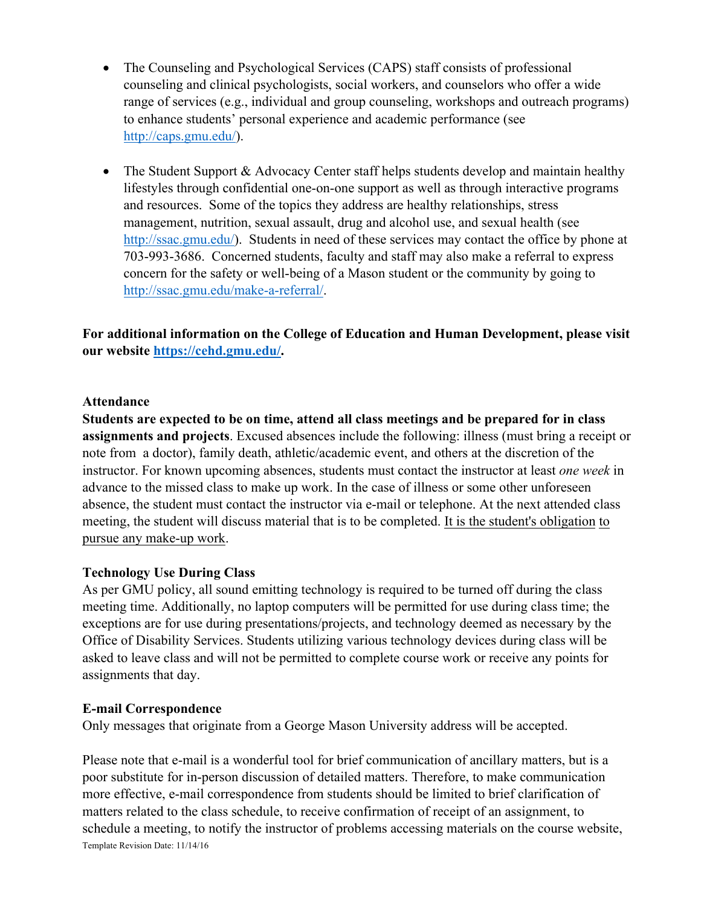- The Counseling and Psychological Services (CAPS) staff consists of professional counseling and clinical psychologists, social workers, and counselors who offer a wide range of services (e.g., individual and group counseling, workshops and outreach programs) to enhance students' personal experience and academic performance (see http://caps.gmu.edu/).

- The Student Support & Advocacy Center staff helps students develop and maintain healthy lifestyles through confidential one-on-one support as well as through interactive programs and resources. Some of the topics they address are healthy relationships, stress management, nutrition, sexual assault, drug and alcohol use, and sexual health (see http://ssac.gmu.edu/). Students in need of these services may contact the office by phone at 703-993-3686. Concerned students, faculty and staff may also make a referral to express concern for the safety or well-being of a Mason student or the community by going to http://ssac.gmu.edu/make-a-referral/.

**For additional information on the College of Education and Human Development, please visit our website https://cehd.gmu.edu/.**

**Attendance**

**Students are expected to be on time, attend all class meetings and be prepared for in class assignments and projects**. Excused absences include the following: illness (must bring a receipt or note from a doctor), family death, athletic/academic event, and others at the discretion of the instructor. For known upcoming absences, students must contact the instructor at least *one week* in advance to the missed class to make up work. In the case of illness or some other unforeseen absence, the student must contact the instructor via e-mail or telephone. At the next attended class meeting, the student will discuss material that is to be completed. It is the student's obligation to pursue any make-up work.

**Technology Use During Class**

As per GMU policy, all sound emitting technology is required to be turned off during the class meeting time. Additionally, no laptop computers will be permitted for use during class time; the exceptions are for use during presentations/projects, and technology deemed as necessary by the Office of Disability Services. Students utilizing various technology devices during class will be asked to leave class and will not be permitted to complete course work or receive any points for assignments that day.

**E-mail Correspondence**

Only messages that originate from a George Mason University address will be accepted.

Please note that e-mail is a wonderful tool for brief communication of ancillary matters, but is a poor substitute for in-person discussion of detailed matters. Therefore, to make communication more effective, e-mail correspondence from students should be limited to brief clarification of matters related to the class schedule, to receive confirmation of receipt of an assignment, to schedule a meeting, to notify the instructor of problems accessing materials on the course website,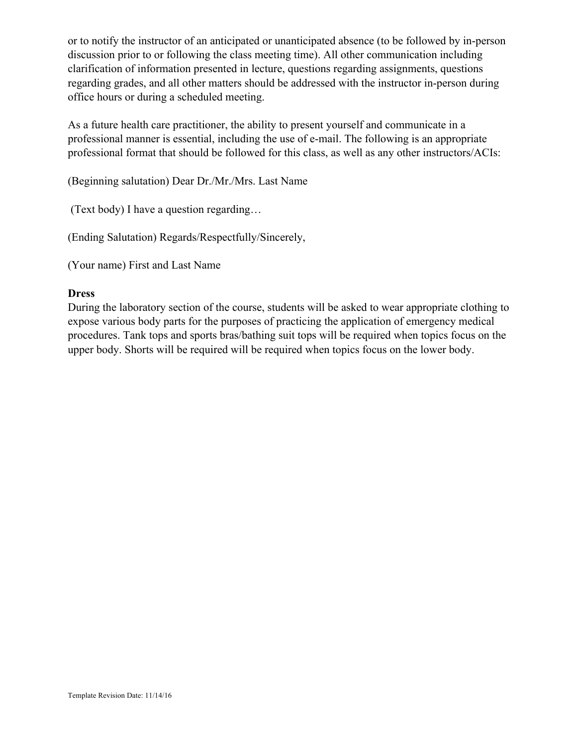or to notify the instructor of an anticipated or unanticipated absence (to be followed by in-person discussion prior to or following the class meeting time). All other communication including clarification of information presented in lecture, questions regarding assignments, questions regarding grades, and all other matters should be addressed with the instructor in-person during office hours or during a scheduled meeting.

As a future health care practitioner, the ability to present yourself and communicate in a professional manner is essential, including the use of e-mail. The following is an appropriate professional format that should be followed for this class, as well as any other instructors/ACIs:

(Beginning salutation) Dear Dr./Mr./Mrs. Last Name

(Text body) I have a question regarding…

(Ending Salutation) Regards/Respectfully/Sincerely,

(Your name) First and Last Name

**Dress**

During the laboratory section of the course, students will be asked to wear appropriate clothing to expose various body parts for the purposes of practicing the application of emergency medical procedures. Tank tops and sports bras/bathing suit tops will be required when topics focus on the upper body. Shorts will be required will be required when topics focus on the lower body.